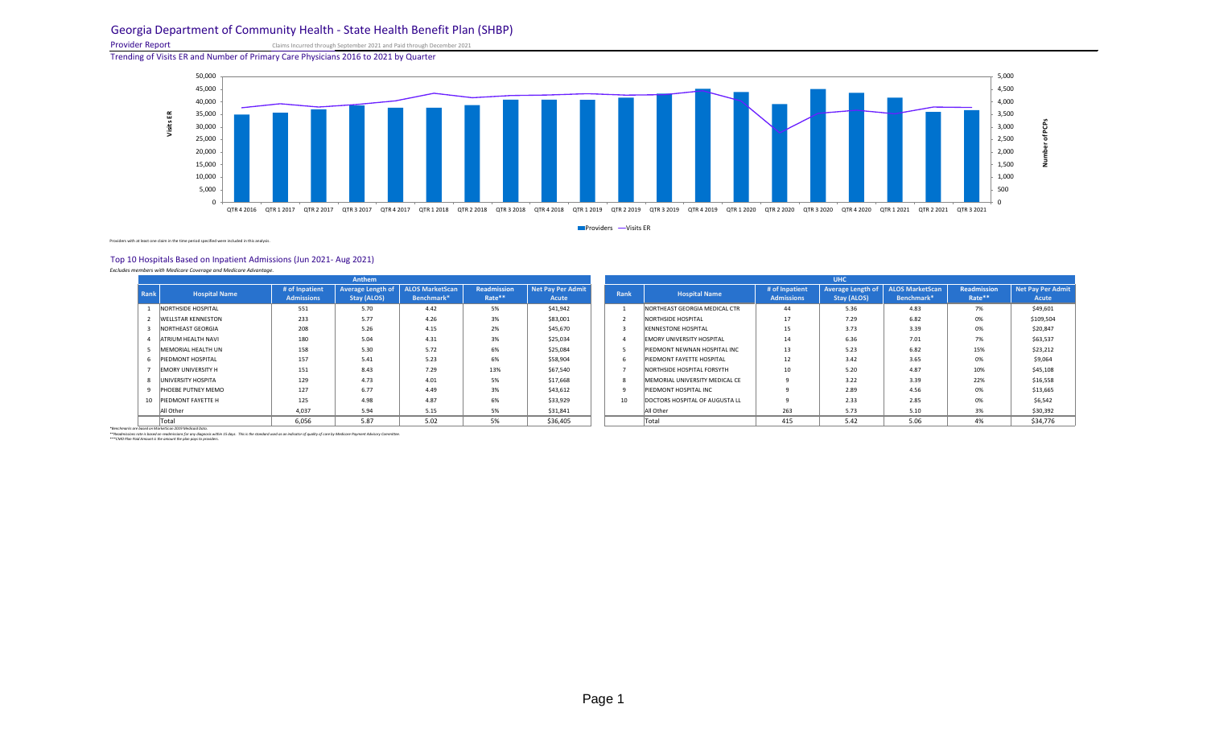# Georgia Department of Community Health - State Health Benefit Plan (SHBP)

**Provider Report** Claims Incurred through September 2021 and Paid through December 2021

## Trending of Visits ER and Number of Primary Care Physicians 2016 to 2021 by Quarter

Providers with at least one claim in the time period specified were included in this analysis.

## Top 10 Hospitals Based on Inpatient Admissions (Jun 2021- Aug 2021)

*Excludes members with Medicare Coverage and Medicare Advantage.*

**Anthem**

| Rank | Hospital Name | # of Inpatient Admissions | Average Length of Stay (ALOS) | ALOS MarketScan Benchmark* | Readmission Rate** | Net Pay Per Admit Acute |
|---|---|---|---|---|---|---|
| 1 | NORTHSIDE HOSPITAL | 551 | 5.70 | 4.42 | 5% | $41,942 |
| 2 | WELLSTAR KENNESTON | 233 | 5.77 | 4.26 | 3% | $83,001 |
| 3 | NORTHEAST GEORGIA | 208 | 5.26 | 4.15 | 2% | $45,670 |
| 4 | ATRIUM HEALTH NAVI | 180 | 5.04 | 4.31 | 3% | $25,034 |
| 5 | MEMORIAL HEALTH UN | 158 | 5.30 | 5.72 | 6% | $25,084 |
| 6 | PIEDMONT HOSPITAL | 157 | 5.41 | 5.23 | 6% | $58,904 |
| 7 | EMORY UNIVERSITY H | 151 | 8.43 | 7.29 | 13% | $67,540 |
| 8 | UNIVERSITY HOSPITA | 129 | 4.73 | 4.01 | 5% | $17,668 |
| 9 | PHOEBE PUTNEY MEMO | 127 | 6.77 | 4.49 | 3% | $43,612 |
| 10 | PIEDMONT FAYETTE H | 125 | 4.98 | 4.87 | 6% | $33,929 |
| | All Other | 4,037 | 5.94 | 5.15 | 5% | $31,841 |
| | Total | 6,056 | 5.87 | 5.02 | 5% | $36,405 |

**UHC**

| Rank | Hospital Name | # of Inpatient Admissions | Average Length of Stay (ALOS) | ALOS MarketScan Benchmark* | Readmission Rate** | Net Pay Per Admit Acute |
|---|---|---|---|---|---|---|
| 1 | NORTHEAST GEORGIA MEDICAL CTR | 44 | 5.36 | 4.83 | 7% | $49,601 |
| 2 | NORTHSIDE HOSPITAL | 17 | 7.29 | 6.82 | 0% | $109,504 |
| 3 | KENNESTONE HOSPITAL | 15 | 3.73 | 3.39 | 0% | $20,847 |
| 4 | EMORY UNIVERSITY HOSPITAL | 14 | 6.36 | 7.01 | 7% | $63,537 |
| 5 | PIEDMONT NEWNAN HOSPITAL INC | 13 | 5.23 | 6.82 | 15% | $23,212 |
| 6 | PIEDMONT FAYETTE HOSPITAL | 12 | 3.42 | 3.65 | 0% | $9,064 |
| 7 | NORTHSIDE HOSPITAL FORSYTH | 10 | 5.20 | 4.87 | 10% | $45,108 |
| 8 | MEMORIAL UNIVERSITY MEDICAL CE | 9 | 3.22 | 3.39 | 22% | $16,558 |
| 9 | PIEDMONT HOSPITAL INC | 9 | 2.89 | 4.56 | 0% | $13,665 |
| 10 | DOCTORS HOSPITAL OF AUGUSTA LL | 9 | 2.33 | 2.85 | 0% | $6,542 |
| | All Other | 263 | 5.73 | 5.10 | 3% | $30,392 |
| | Total | 415 | 5.42 | 5.06 | 4% | $34,776 |

*Benchmarks are based on MarketScan 2019 Medicaid Data.

**Readmissions rate is based on readmission for any diagnosis within 15 days. This is the standard used as an indicator of quality of care by Medicare Payment Advisory Committee.

***CMO Plan Paid Amount is the amount the plan pays to providers.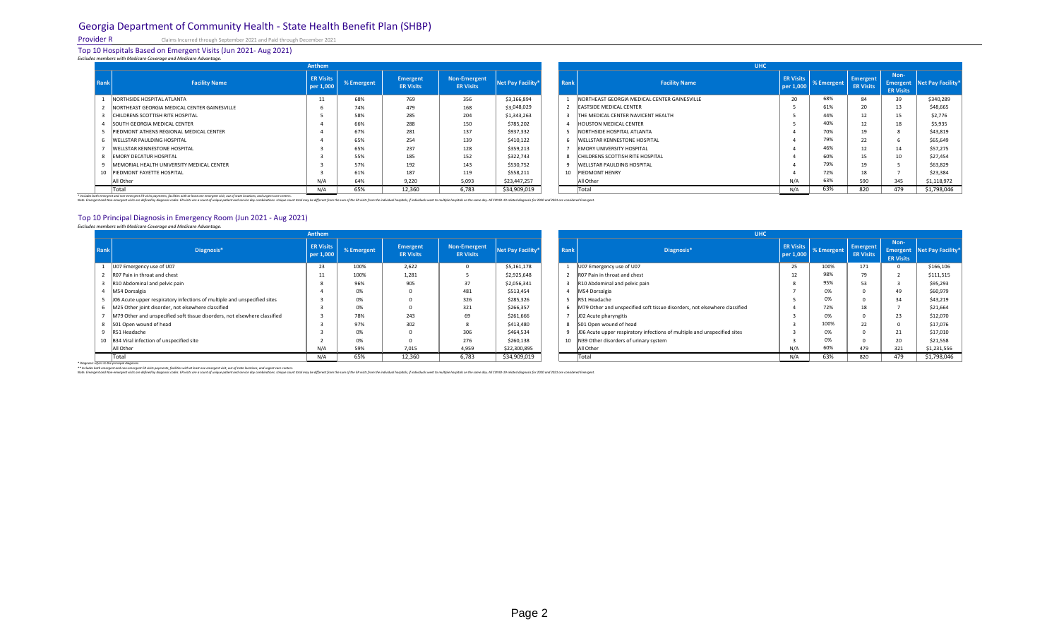# Georgia Department of Community Health - State Health Benefit Plan (SHBP)

**Provider R** Claims Incurred through September 2021 and Paid through December 2021

## Top 10 Hospitals Based on Emergent Visits (Jun 2021- Aug 2021)

*Excludes members with Medicare Coverage and Medicare Advantage.*

**Anthem**

| Rank | Facility Name | ER Visits per 1,000 | % Emergent | Emergent ER Visits | Non-Emergent ER Visits | Net Pay Facility* |
|---|---|---|---|---|---|---|
| 1 | NORTHSIDE HOSPITAL ATLANTA | 11 | 68% | 769 | 356 | $3,166,894 |
| 2 | NORTHEAST GEORGIA MEDICAL CENTER GAINESVILLE | 6 | 74% | 479 | 168 | $3,048,029 |
| 3 | CHILDRENS SCOTTISH RITE HOSPITAL | 5 | 58% | 285 | 204 | $1,343,263 |
| 4 | SOUTH GEORGIA MEDICAL CENTER | 4 | 66% | 288 | 150 | $785,202 |
| 5 | PIEDMONT ATHENS REGIONAL MEDICAL CENTER | 4 | 67% | 281 | 137 | $937,332 |
| 6 | WELLSTAR PAULDING HOSPITAL | 4 | 65% | 254 | 139 | $410,122 |
| 7 | WELLSTAR KENNESTONE HOSPITAL | 3 | 65% | 237 | 128 | $359,213 |
| 8 | EMORY DECATUR HOSPITAL | 3 | 55% | 185 | 152 | $322,743 |
| 9 | MEMORIAL HEALTH UNIVERSITY MEDICAL CENTER | 3 | 57% | 192 | 143 | $530,752 |
| 10 | PIEDMONT FAYETTE HOSPITAL | 3 | 61% | 187 | 119 | $558,211 |
| | All Other | N/A | 64% | 9,220 | 5,093 | $23,447,257 |
| | Total | N/A | 65% | 12,360 | 6,783 | $34,909,019 |

**UHC**

| Rank | Facility Name | ER Visits per 1,000 | % Emergent | Emergent ER Visits | Non-Emergent ER Visits | Net Pay Facility* |
|---|---|---|---|---|---|---|
| 1 | NORTHEAST GEORGIA MEDICAL CENTER GAINESVILLE | 20 | 68% | 84 | 39 | $340,289 |
| 2 | EASTSIDE MEDICAL CENTER | 5 | 61% | 20 | 13 | $48,665 |
| 3 | THE MEDICAL CENTER NAVICENT HEALTH | 5 | 44% | 12 | 15 | $2,776 |
| 4 | HOUSTON MEDICAL CENTER | 5 | 40% | 12 | 18 | $5,935 |
| 5 | NORTHSIDE HOSPITAL ATLANTA | 4 | 70% | 19 | 8 | $43,819 |
| 6 | WELLSTAR KENNESTONE HOSPITAL | 4 | 79% | 22 | 6 | $65,649 |
| 7 | EMORY UNIVERSITY HOSPITAL | 4 | 46% | 12 | 14 | $57,275 |
| 8 | CHILDRENS SCOTTISH RITE HOSPITAL | 4 | 60% | 15 | 10 | $27,454 |
| 9 | WELLSTAR PAULDING HOSPITAL | 4 | 79% | 19 | 5 | $63,829 |
| 10 | PIEDMONT HENRY | 4 | 72% | 18 | 7 | $23,384 |
| | All Other | N/A | 63% | 590 | 345 | $1,118,972 |
| | Total | N/A | 63% | 820 | 479 | $1,798,046 |

*\* Includes both emergent and non-emergent ER visits payments, facilities with at least one emergent visit, out of state locations, and urgent care centers.*

*Note: Emergent and Non-emergent visits are defined by diagnosis codes. ER visits are a count of unique patient and service day combinations. Unique count total may be different from the sum of the ER visits from the individual hospitals, if individuals went to multiple hospitals on the same day. All COVID-19 related diagnosis for 2020 and 2021 are considered Emergent.*

## Top 10 Principal Diagnosis in Emergency Room (Jun 2021 - Aug 2021)

*Excludes members with Medicare Coverage and Medicare Advantage.*

**Anthem**

| Rank | Diagnosis* | ER Visits per 1,000 | % Emergent | Emergent ER Visits | Non-Emergent ER Visits | Net Pay Facility* |
|---|---|---|---|---|---|---|
| 1 | U07 Emergency use of U07 | 23 | 100% | 2,622 | 0 | $5,161,178 |
| 2 | R07 Pain in throat and chest | 11 | 100% | 1,281 | 5 | $2,925,648 |
| 3 | R10 Abdominal and pelvic pain | 8 | 96% | 905 | 37 | $2,056,341 |
| 4 | M54 Dorsalgia | 4 | 0% | 0 | 481 | $513,454 |
| 5 | J06 Acute upper respiratory infections of multiple and unspecified sites | 3 | 0% | 0 | 326 | $285,326 |
| 6 | M25 Other joint disorder, not elsewhere classified | 3 | 0% | 0 | 321 | $266,357 |
| 7 | M79 Other and unspecified soft tissue disorders, not elsewhere classified | 3 | 78% | 243 | 69 | $261,666 |
| 8 | S01 Open wound of head | 3 | 97% | 302 | 8 | $413,480 |
| 9 | R51 Headache | 3 | 0% | 0 | 306 | $464,534 |
| 10 | B34 Viral infection of unspecified site | 2 | 0% | 0 | 276 | $260,138 |
| | All Other | N/A | 59% | 7,015 | 4,959 | $22,300,895 |
| | Total | N/A | 65% | 12,360 | 6,783 | $34,909,019 |

**UHC**

| Rank | Diagnosis* | ER Visits per 1,000 | % Emergent | Emergent ER Visits | Non-Emergent ER Visits | Net Pay Facility* |
|---|---|---|---|---|---|---|
| 1 | U07 Emergency use of U07 | 25 | 100% | 171 | 0 | $166,106 |
| 2 | R07 Pain in throat and chest | 12 | 98% | 79 | 2 | $111,515 |
| 3 | R10 Abdominal and pelvic pain | 8 | 95% | 53 | 3 | $95,293 |
| 4 | M54 Dorsalgia | 7 | 0% | 0 | 49 | $60,979 |
| 5 | R51 Headache | 5 | 0% | 0 | 34 | $43,219 |
| 6 | M79 Other and unspecified soft tissue disorders, not elsewhere classified | 4 | 72% | 18 | 7 | $21,664 |
| 7 | J02 Acute pharyngitis | 3 | 0% | 0 | 23 | $12,070 |
| 8 | S01 Open wound of head | 3 | 100% | 22 | 0 | $17,076 |
| 9 | J06 Acute upper respiratory infections of multiple and unspecified sites | 3 | 0% | 0 | 21 | $17,010 |
| 10 | N39 Other disorders of urinary system | 3 | 0% | 0 | 20 | $21,558 |
| | All Other | N/A | 60% | 479 | 321 | $1,231,556 |
| | Total | N/A | 63% | 820 | 479 | $1,798,046 |

*\* Diagnosis refers to the principal diagnosis.*

*\*\* Includes both emergent and non-emergent ER visits payments, facilities with at least one emergent visit, out of state locations, and urgent care centers.*

*Note: Emergent and Non-emergent visits are defined by diagnosis codes. ER visits are a count of unique patient and service day combinations. Unique count total may be different from the sum of the ER visits from the individual hospitals, if individuals went to multiple hospitals on the same day. All COVID-19 related diagnosis for 2020 and 2021 are considered Emergent.*